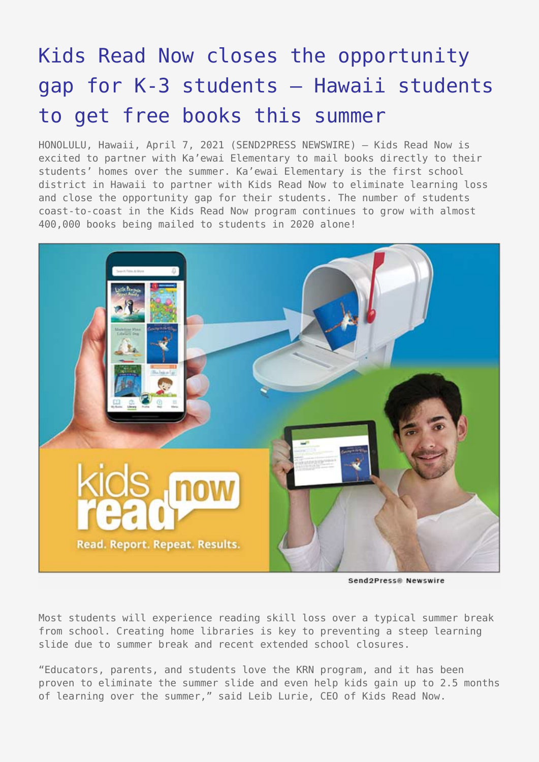# Kids Read Now closes the opportunity gap for K-3 students – Hawaii students to get free books this summer

HONOLULU, Hawaii, April 7, 2021 (SEND2PRESS NEWSWIRE) — Kids Read Now is excited to partner with Ka'ewai Elementary to mail books directly to their students' homes over the summer. Ka'ewai Elementary is the first school district in Hawaii to partner with Kids Read Now to eliminate learning loss and close the opportunity gap for their students. The number of students coast-to-coast in the Kids Read Now program continues to grow with almost 400,000 books being mailed to students in 2020 alone!

Most students will experience reading skill loss over a typical summer break from school. Creating home libraries is key to preventing a steep learning slide due to summer break and recent extended school closures.

"Educators, parents, and students love the KRN program, and it has been proven to eliminate the summer slide and even help kids gain up to 2.5 months of learning over the summer," said Leib Lurie, CEO of Kids Read Now.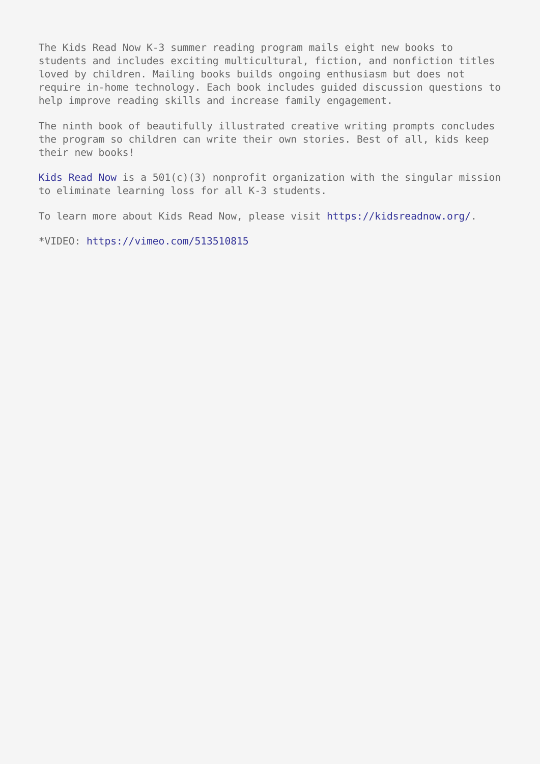The Kids Read Now K-3 summer reading program mails eight new books to students and includes exciting multicultural, fiction, and nonfiction titles loved by children. Mailing books builds ongoing enthusiasm but does not require in-home technology. Each book includes guided discussion questions to help improve reading skills and increase family engagement.

The ninth book of beautifully illustrated creative writing prompts concludes the program so children can write their own stories. Best of all, kids keep their new books!

Kids Read Now is a 501(c)(3) nonprofit organization with the singular mission to eliminate learning loss for all K-3 students.

To learn more about Kids Read Now, please visit https://kidsreadnow.org/.

*VIDEO: https://vimeo.com/513510815